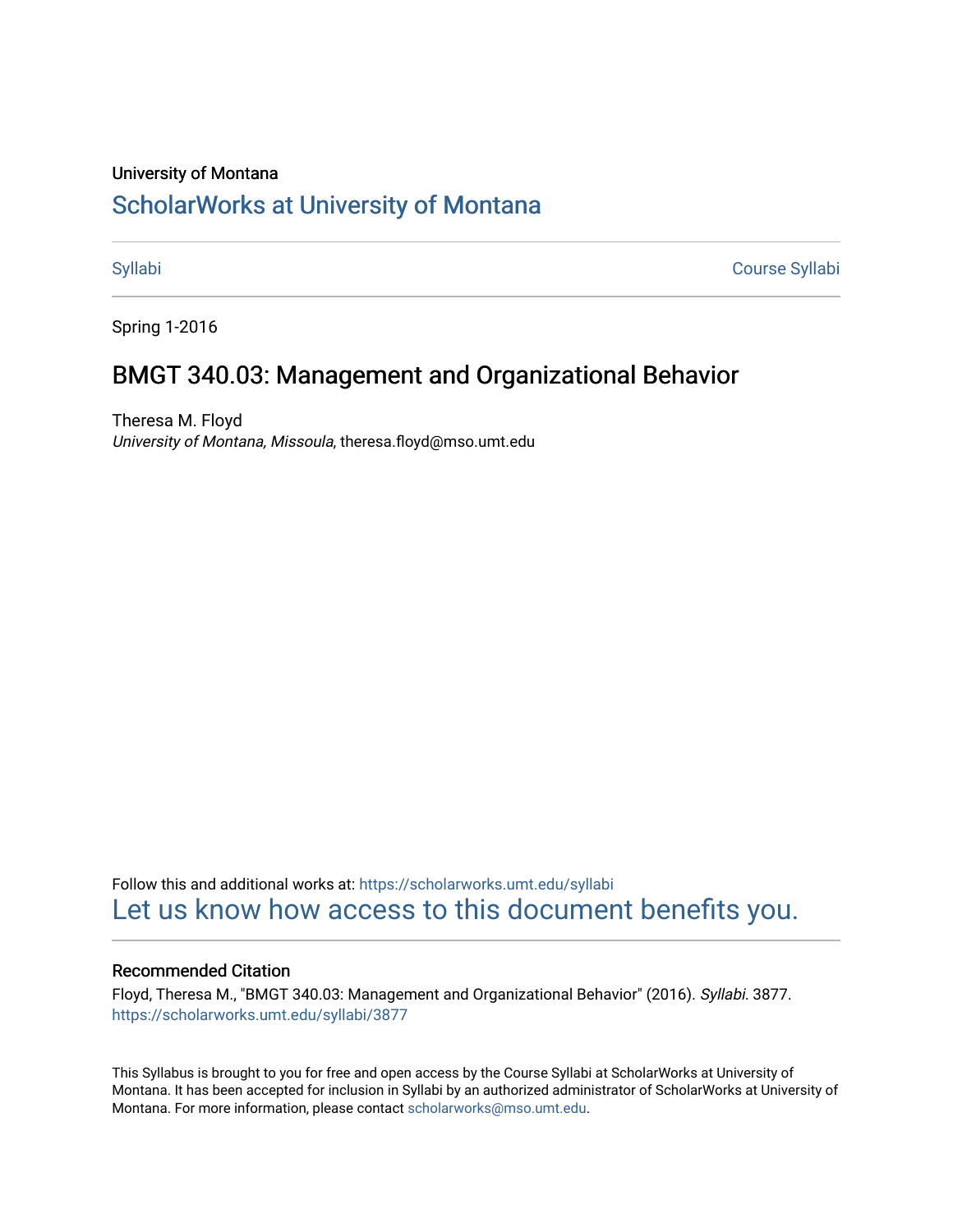University of Montana

## ScholarWorks at University of Montana

Syllabi | Course Syllabi

Spring 1-2016

# BMGT 340.03: Management and Organizational Behavior

Theresa M. Floyd
*University of Montana, Missoula*, theresa.floyd@mso.umt.edu

Follow this and additional works at: https://scholarworks.umt.edu/syllabi
Let us know how access to this document benefits you.

### Recommended Citation

Floyd, Theresa M., "BMGT 340.03: Management and Organizational Behavior" (2016). *Syllabi*. 3877.
https://scholarworks.umt.edu/syllabi/3877

This Syllabus is brought to you for free and open access by the Course Syllabi at ScholarWorks at University of Montana. It has been accepted for inclusion in Syllabi by an authorized administrator of ScholarWorks at University of Montana. For more information, please contact scholarworks@mso.umt.edu.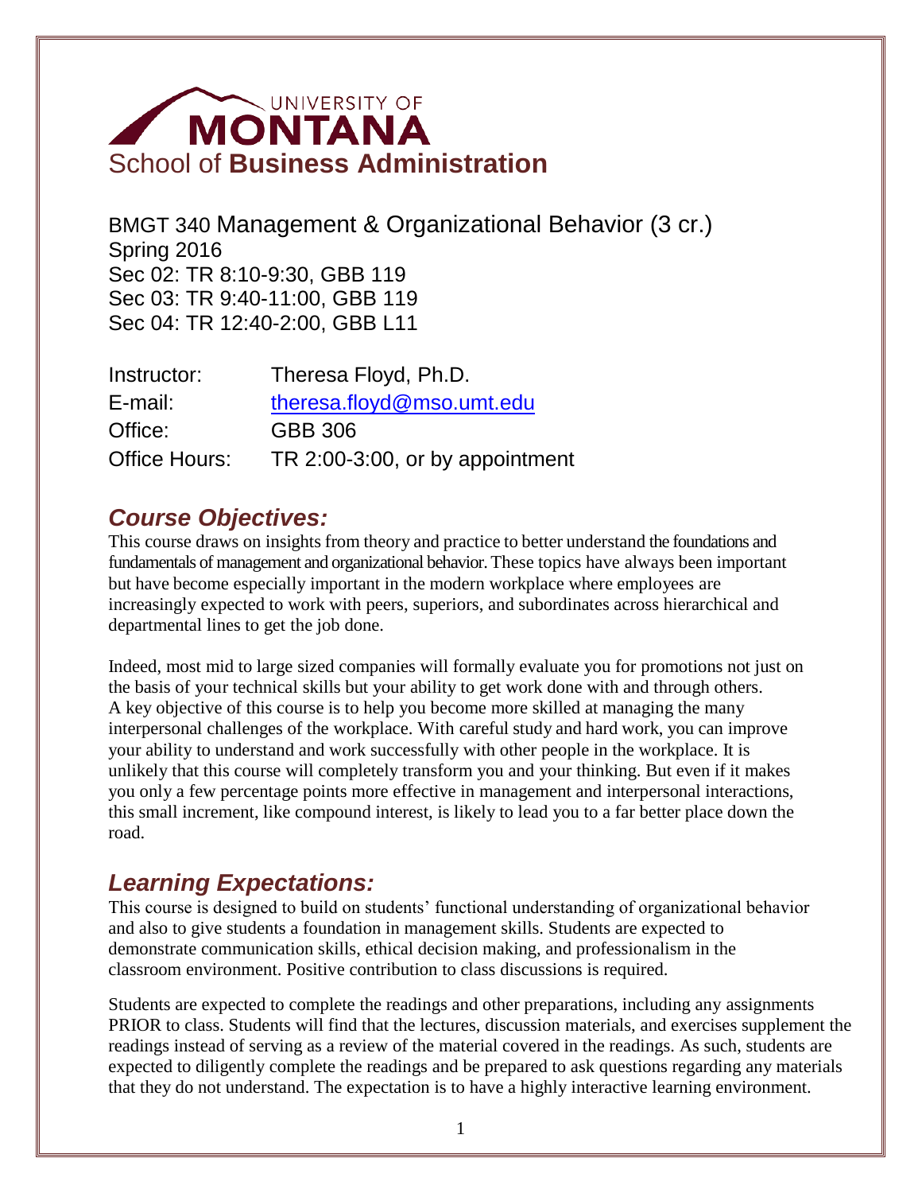# UNIVERSITY OF MONTANA

## School of **Business Administration**

BMGT 340 Management & Organizational Behavior (3 cr.)
Spring 2016
Sec 02: TR 8:10-9:30, GBB 119
Sec 03: TR 9:40-11:00, GBB 119
Sec 04: TR 12:40-2:00, GBB L11

| | |
|---|---|
| Instructor: | Theresa Floyd, Ph.D. |
| E-mail: | theresa.floyd@mso.umt.edu |
| Office: | GBB 306 |
| Office Hours: | TR 2:00-3:00, or by appointment |

## *Course Objectives:*

This course draws on insights from theory and practice to better understand the foundations and fundamentals of management and organizational behavior. These topics have always been important but have become especially important in the modern workplace where employees are increasingly expected to work with peers, superiors, and subordinates across hierarchical and departmental lines to get the job done.

Indeed, most mid to large sized companies will formally evaluate you for promotions not just on the basis of your technical skills but your ability to get work done with and through others. A key objective of this course is to help you become more skilled at managing the many interpersonal challenges of the workplace. With careful study and hard work, you can improve your ability to understand and work successfully with other people in the workplace. It is unlikely that this course will completely transform you and your thinking. But even if it makes you only a few percentage points more effective in management and interpersonal interactions, this small increment, like compound interest, is likely to lead you to a far better place down the road.

## *Learning Expectations:*

This course is designed to build on students' functional understanding of organizational behavior and also to give students a foundation in management skills. Students are expected to demonstrate communication skills, ethical decision making, and professionalism in the classroom environment. Positive contribution to class discussions is required.

Students are expected to complete the readings and other preparations, including any assignments PRIOR to class. Students will find that the lectures, discussion materials, and exercises supplement the readings instead of serving as a review of the material covered in the readings. As such, students are expected to diligently complete the readings and be prepared to ask questions regarding any materials that they do not understand. The expectation is to have a highly interactive learning environment.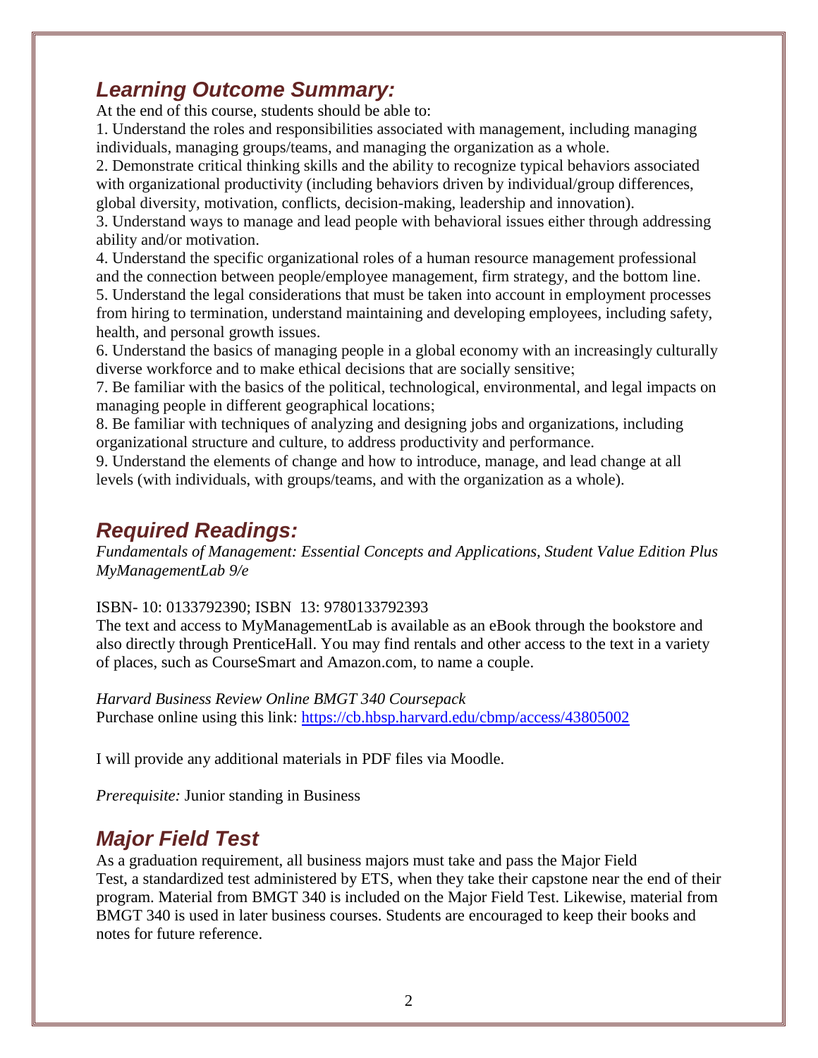## *Learning Outcome Summary:*

At the end of this course, students should be able to:

1. Understand the roles and responsibilities associated with management, including managing individuals, managing groups/teams, and managing the organization as a whole.
2. Demonstrate critical thinking skills and the ability to recognize typical behaviors associated with organizational productivity (including behaviors driven by individual/group differences, global diversity, motivation, conflicts, decision-making, leadership and innovation).
3. Understand ways to manage and lead people with behavioral issues either through addressing ability and/or motivation.
4. Understand the specific organizational roles of a human resource management professional and the connection between people/employee management, firm strategy, and the bottom line.
5. Understand the legal considerations that must be taken into account in employment processes from hiring to termination, understand maintaining and developing employees, including safety, health, and personal growth issues.
6. Understand the basics of managing people in a global economy with an increasingly culturally diverse workforce and to make ethical decisions that are socially sensitive;
7. Be familiar with the basics of the political, technological, environmental, and legal impacts on managing people in different geographical locations;
8. Be familiar with techniques of analyzing and designing jobs and organizations, including organizational structure and culture, to address productivity and performance.
9. Understand the elements of change and how to introduce, manage, and lead change at all levels (with individuals, with groups/teams, and with the organization as a whole).

## *Required Readings:*

*Fundamentals of Management: Essential Concepts and Applications, Student Value Edition Plus MyManagementLab 9/e*

ISBN- 10: 0133792390; ISBN 13: 9780133792393

The text and access to MyManagementLab is available as an eBook through the bookstore and also directly through PrenticeHall. You may find rentals and other access to the text in a variety of places, such as CourseSmart and Amazon.com, to name a couple.

*Harvard Business Review Online BMGT 340 Coursepack*

Purchase online using this link: https://cb.hbsp.harvard.edu/cbmp/access/43805002

I will provide any additional materials in PDF files via Moodle.

*Prerequisite:* Junior standing in Business

## *Major Field Test*

As a graduation requirement, all business majors must take and pass the Major Field Test, a standardized test administered by ETS, when they take their capstone near the end of their program. Material from BMGT 340 is included on the Major Field Test. Likewise, material from BMGT 340 is used in later business courses. Students are encouraged to keep their books and notes for future reference.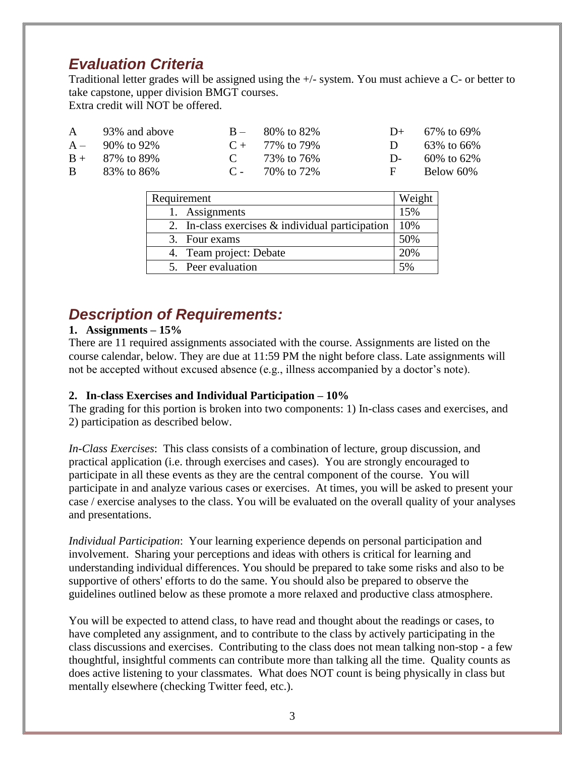## *Evaluation Criteria*

Traditional letter grades will be assigned using the +/- system. You must achieve a C- or better to take capstone, upper division BMGT courses.
Extra credit will NOT be offered.

| | | | | | |
|---|---|---|---|---|---|
| A | 93% and above | B – | 80% to 82% | D+ | 67% to 69% |
| A – | 90% to 92% | C + | 77% to 79% | D | 63% to 66% |
| B + | 87% to 89% | C | 73% to 76% | D- | 60% to 62% |
| B | 83% to 86% | C - | 70% to 72% | F | Below 60% |

| Requirement | Weight |
|---|---|
| 1. Assignments | 15% |
| 2. In-class exercises & individual participation | 10% |
| 3. Four exams | 50% |
| 4. Team project: Debate | 20% |
| 5. Peer evaluation | 5% |

## *Description of Requirements:*

**1. Assignments – 15%**

There are 11 required assignments associated with the course. Assignments are listed on the course calendar, below. They are due at 11:59 PM the night before class. Late assignments will not be accepted without excused absence (e.g., illness accompanied by a doctor's note).

**2. In-class Exercises and Individual Participation – 10%**

The grading for this portion is broken into two components: 1) In-class cases and exercises, and 2) participation as described below.

*In-Class Exercises*: This class consists of a combination of lecture, group discussion, and practical application (i.e. through exercises and cases). You are strongly encouraged to participate in all these events as they are the central component of the course. You will participate in and analyze various cases or exercises. At times, you will be asked to present your case / exercise analyses to the class. You will be evaluated on the overall quality of your analyses and presentations.

*Individual Participation*: Your learning experience depends on personal participation and involvement. Sharing your perceptions and ideas with others is critical for learning and understanding individual differences. You should be prepared to take some risks and also to be supportive of others' efforts to do the same. You should also be prepared to observe the guidelines outlined below as these promote a more relaxed and productive class atmosphere.

You will be expected to attend class, to have read and thought about the readings or cases, to have completed any assignment, and to contribute to the class by actively participating in the class discussions and exercises. Contributing to the class does not mean talking non-stop - a few thoughtful, insightful comments can contribute more than talking all the time. Quality counts as does active listening to your classmates. What does NOT count is being physically in class but mentally elsewhere (checking Twitter feed, etc.).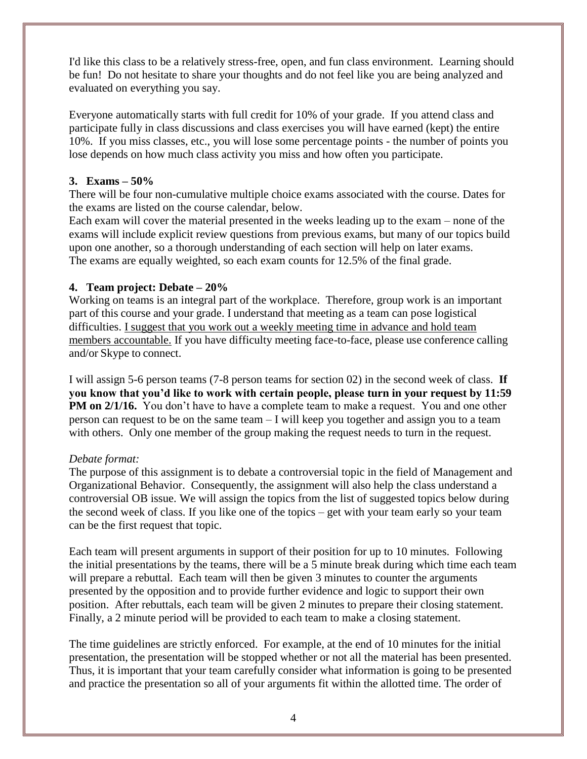I'd like this class to be a relatively stress-free, open, and fun class environment. Learning should be fun! Do not hesitate to share your thoughts and do not feel like you are being analyzed and evaluated on everything you say.

Everyone automatically starts with full credit for 10% of your grade. If you attend class and participate fully in class discussions and class exercises you will have earned (kept) the entire 10%. If you miss classes, etc., you will lose some percentage points - the number of points you lose depends on how much class activity you miss and how often you participate.

**3. Exams – 50%**

There will be four non-cumulative multiple choice exams associated with the course. Dates for the exams are listed on the course calendar, below.

Each exam will cover the material presented in the weeks leading up to the exam – none of the exams will include explicit review questions from previous exams, but many of our topics build upon one another, so a thorough understanding of each section will help on later exams.

The exams are equally weighted, so each exam counts for 12.5% of the final grade.

**4. Team project: Debate – 20%**

Working on teams is an integral part of the workplace. Therefore, group work is an important part of this course and your grade. I understand that meeting as a team can pose logistical difficulties. I suggest that you work out a weekly meeting time in advance and hold team members accountable. If you have difficulty meeting face-to-face, please use conference calling and/or Skype to connect.

I will assign 5-6 person teams (7-8 person teams for section 02) in the second week of class. **If you know that you'd like to work with certain people, please turn in your request by 11:59 PM on 2/1/16.** You don't have to have a complete team to make a request. You and one other person can request to be on the same team – I will keep you together and assign you to a team with others. Only one member of the group making the request needs to turn in the request.

*Debate format:*

The purpose of this assignment is to debate a controversial topic in the field of Management and Organizational Behavior. Consequently, the assignment will also help the class understand a controversial OB issue. We will assign the topics from the list of suggested topics below during the second week of class. If you like one of the topics – get with your team early so your team can be the first request that topic.

Each team will present arguments in support of their position for up to 10 minutes. Following the initial presentations by the teams, there will be a 5 minute break during which time each team will prepare a rebuttal. Each team will then be given 3 minutes to counter the arguments presented by the opposition and to provide further evidence and logic to support their own position. After rebuttals, each team will be given 2 minutes to prepare their closing statement. Finally, a 2 minute period will be provided to each team to make a closing statement.

The time guidelines are strictly enforced. For example, at the end of 10 minutes for the initial presentation, the presentation will be stopped whether or not all the material has been presented. Thus, it is important that your team carefully consider what information is going to be presented and practice the presentation so all of your arguments fit within the allotted time. The order of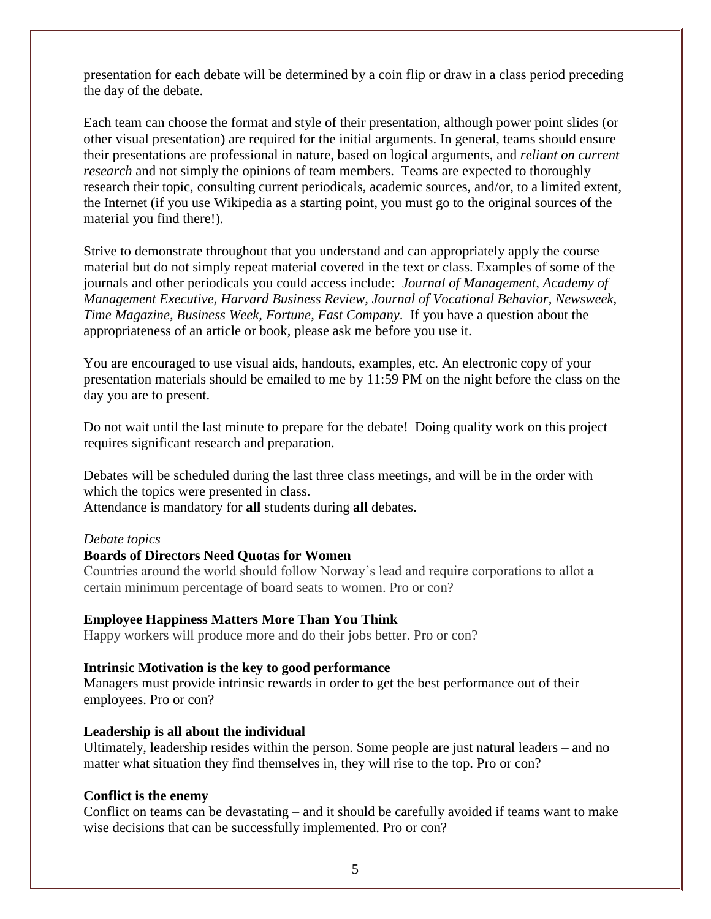presentation for each debate will be determined by a coin flip or draw in a class period preceding the day of the debate.

Each team can choose the format and style of their presentation, although power point slides (or other visual presentation) are required for the initial arguments. In general, teams should ensure their presentations are professional in nature, based on logical arguments, and *reliant on current research* and not simply the opinions of team members. Teams are expected to thoroughly research their topic, consulting current periodicals, academic sources, and/or, to a limited extent, the Internet (if you use Wikipedia as a starting point, you must go to the original sources of the material you find there!).

Strive to demonstrate throughout that you understand and can appropriately apply the course material but do not simply repeat material covered in the text or class. Examples of some of the journals and other periodicals you could access include: *Journal of Management, Academy of Management Executive, Harvard Business Review, Journal of Vocational Behavior, Newsweek, Time Magazine, Business Week, Fortune, Fast Company*. If you have a question about the appropriateness of an article or book, please ask me before you use it.

You are encouraged to use visual aids, handouts, examples, etc. An electronic copy of your presentation materials should be emailed to me by 11:59 PM on the night before the class on the day you are to present.

Do not wait until the last minute to prepare for the debate! Doing quality work on this project requires significant research and preparation.

Debates will be scheduled during the last three class meetings, and will be in the order with which the topics were presented in class.
Attendance is mandatory for **all** students during **all** debates.

*Debate topics*

**Boards of Directors Need Quotas for Women**
Countries around the world should follow Norway's lead and require corporations to allot a certain minimum percentage of board seats to women. Pro or con?

**Employee Happiness Matters More Than You Think**
Happy workers will produce more and do their jobs better. Pro or con?

**Intrinsic Motivation is the key to good performance**
Managers must provide intrinsic rewards in order to get the best performance out of their employees. Pro or con?

**Leadership is all about the individual**
Ultimately, leadership resides within the person. Some people are just natural leaders – and no matter what situation they find themselves in, they will rise to the top. Pro or con?

**Conflict is the enemy**
Conflict on teams can be devastating – and it should be carefully avoided if teams want to make wise decisions that can be successfully implemented. Pro or con?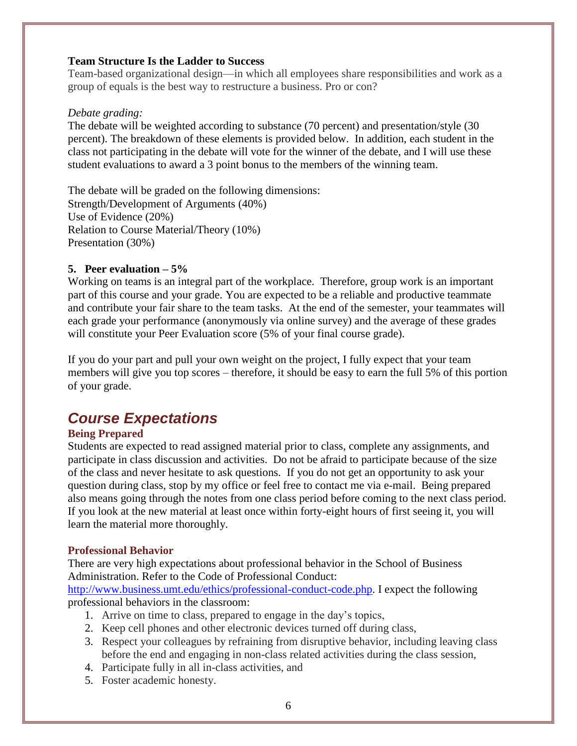**Team Structure Is the Ladder to Success**

Team-based organizational design—in which all employees share responsibilities and work as a group of equals is the best way to restructure a business. Pro or con?

*Debate grading:*

The debate will be weighted according to substance (70 percent) and presentation/style (30 percent). The breakdown of these elements is provided below. In addition, each student in the class not participating in the debate will vote for the winner of the debate, and I will use these student evaluations to award a 3 point bonus to the members of the winning team.

The debate will be graded on the following dimensions:
Strength/Development of Arguments (40%)
Use of Evidence (20%)
Relation to Course Material/Theory (10%)
Presentation (30%)

**5. Peer evaluation – 5%**

Working on teams is an integral part of the workplace. Therefore, group work is an important part of this course and your grade. You are expected to be a reliable and productive teammate and contribute your fair share to the team tasks. At the end of the semester, your teammates will each grade your performance (anonymously via online survey) and the average of these grades will constitute your Peer Evaluation score (5% of your final course grade).

If you do your part and pull your own weight on the project, I fully expect that your team members will give you top scores – therefore, it should be easy to earn the full 5% of this portion of your grade.

## *Course Expectations*

### Being Prepared

Students are expected to read assigned material prior to class, complete any assignments, and participate in class discussion and activities. Do not be afraid to participate because of the size of the class and never hesitate to ask questions. If you do not get an opportunity to ask your question during class, stop by my office or feel free to contact me via e-mail. Being prepared also means going through the notes from one class period before coming to the next class period. If you look at the new material at least once within forty-eight hours of first seeing it, you will learn the material more thoroughly.

### Professional Behavior

There are very high expectations about professional behavior in the School of Business Administration. Refer to the Code of Professional Conduct: [http://www.business.umt.edu/ethics/professional-conduct-code.php](http://www.business.umt.edu/ethics/professional-conduct-code.php). I expect the following professional behaviors in the classroom:

1. Arrive on time to class, prepared to engage in the day's topics,
2. Keep cell phones and other electronic devices turned off during class,
3. Respect your colleagues by refraining from disruptive behavior, including leaving class before the end and engaging in non-class related activities during the class session,
4. Participate fully in all in-class activities, and
5. Foster academic honesty.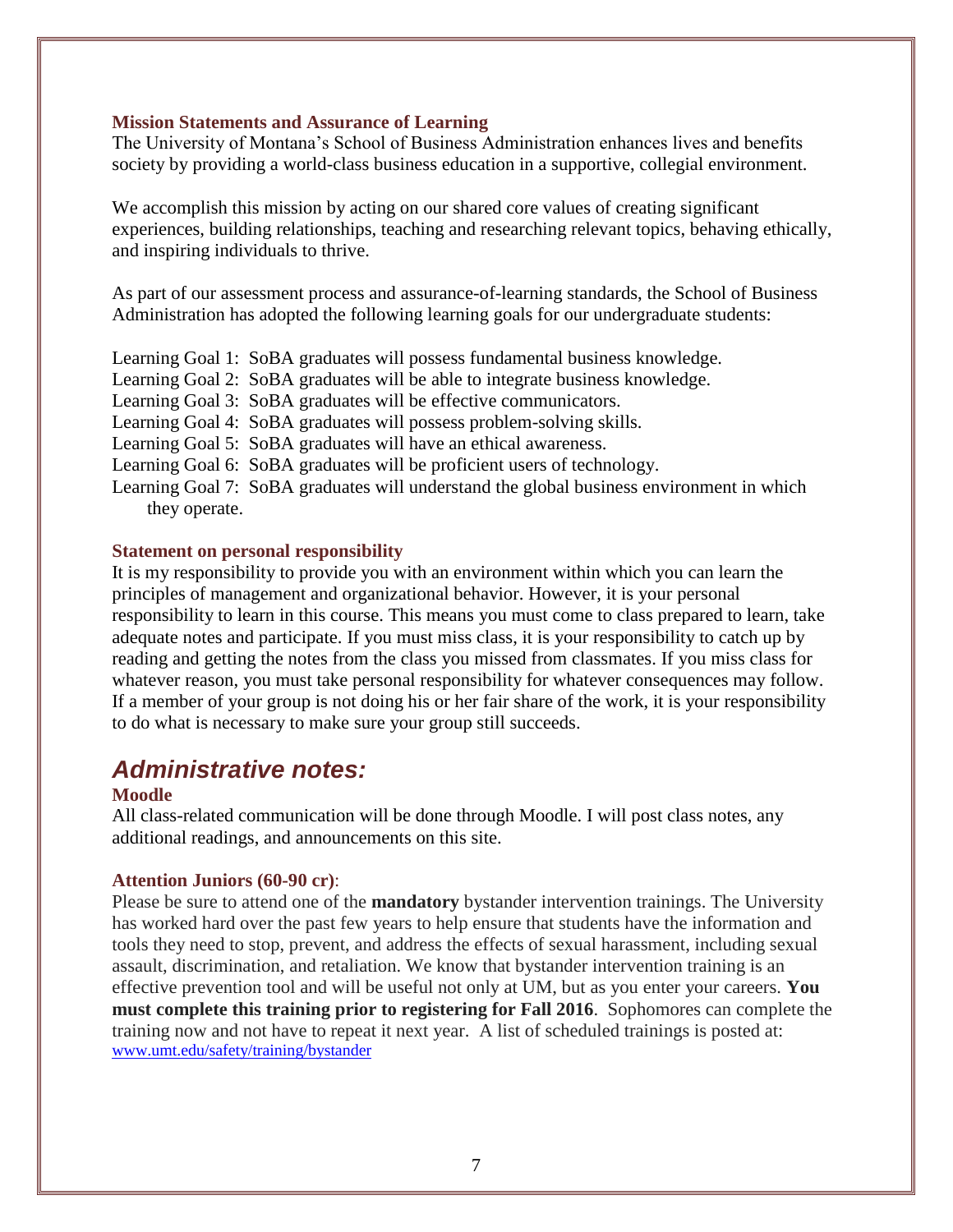### Mission Statements and Assurance of Learning

The University of Montana's School of Business Administration enhances lives and benefits society by providing a world-class business education in a supportive, collegial environment.

We accomplish this mission by acting on our shared core values of creating significant experiences, building relationships, teaching and researching relevant topics, behaving ethically, and inspiring individuals to thrive.

As part of our assessment process and assurance-of-learning standards, the School of Business Administration has adopted the following learning goals for our undergraduate students:

Learning Goal 1: SoBA graduates will possess fundamental business knowledge.
Learning Goal 2: SoBA graduates will be able to integrate business knowledge.
Learning Goal 3: SoBA graduates will be effective communicators.
Learning Goal 4: SoBA graduates will possess problem-solving skills.
Learning Goal 5: SoBA graduates will have an ethical awareness.
Learning Goal 6: SoBA graduates will be proficient users of technology.
Learning Goal 7: SoBA graduates will understand the global business environment in which they operate.

### Statement on personal responsibility

It is my responsibility to provide you with an environment within which you can learn the principles of management and organizational behavior. However, it is your personal responsibility to learn in this course. This means you must come to class prepared to learn, take adequate notes and participate. If you must miss class, it is your responsibility to catch up by reading and getting the notes from the class you missed from classmates. If you miss class for whatever reason, you must take personal responsibility for whatever consequences may follow. If a member of your group is not doing his or her fair share of the work, it is your responsibility to do what is necessary to make sure your group still succeeds.

## *Administrative notes:*

### Moodle

All class-related communication will be done through Moodle. I will post class notes, any additional readings, and announcements on this site.

### Attention Juniors (60-90 cr):

Please be sure to attend one of the **mandatory** bystander intervention trainings. The University has worked hard over the past few years to help ensure that students have the information and tools they need to stop, prevent, and address the effects of sexual harassment, including sexual assault, discrimination, and retaliation. We know that bystander intervention training is an effective prevention tool and will be useful not only at UM, but as you enter your careers. **You must complete this training prior to registering for Fall 2016**. Sophomores can complete the training now and not have to repeat it next year. A list of scheduled trainings is posted at: www.umt.edu/safety/training/bystander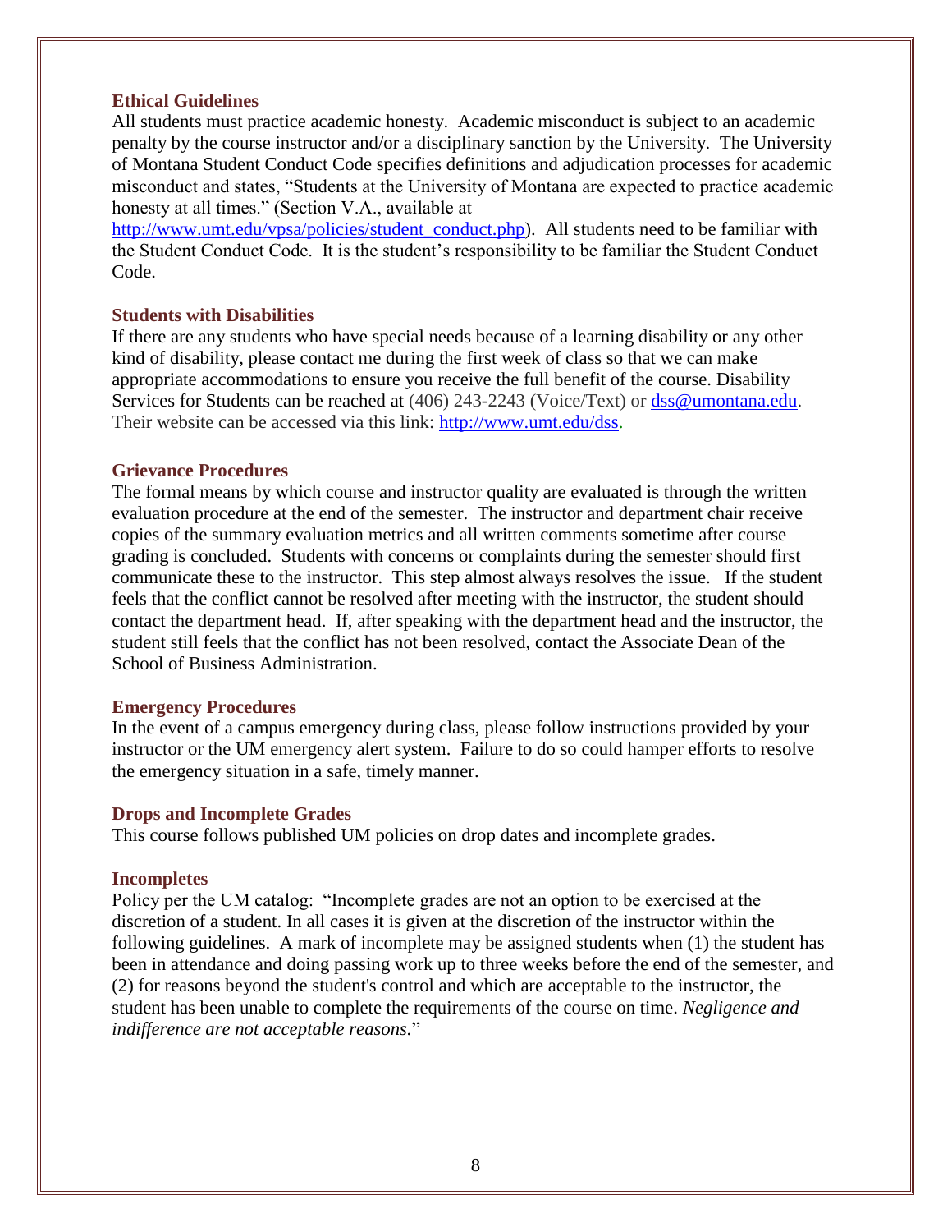### Ethical Guidelines

All students must practice academic honesty. Academic misconduct is subject to an academic penalty by the course instructor and/or a disciplinary sanction by the University. The University of Montana Student Conduct Code specifies definitions and adjudication processes for academic misconduct and states, "Students at the University of Montana are expected to practice academic honesty at all times." (Section V.A., available at http://www.umt.edu/vpsa/policies/student_conduct.php). All students need to be familiar with the Student Conduct Code. It is the student's responsibility to be familiar the Student Conduct Code.

### Students with Disabilities

If there are any students who have special needs because of a learning disability or any other kind of disability, please contact me during the first week of class so that we can make appropriate accommodations to ensure you receive the full benefit of the course. Disability Services for Students can be reached at (406) 243-2243 (Voice/Text) or dss@umontana.edu. Their website can be accessed via this link: http://www.umt.edu/dss.

### Grievance Procedures

The formal means by which course and instructor quality are evaluated is through the written evaluation procedure at the end of the semester. The instructor and department chair receive copies of the summary evaluation metrics and all written comments sometime after course grading is concluded. Students with concerns or complaints during the semester should first communicate these to the instructor. This step almost always resolves the issue. If the student feels that the conflict cannot be resolved after meeting with the instructor, the student should contact the department head. If, after speaking with the department head and the instructor, the student still feels that the conflict has not been resolved, contact the Associate Dean of the School of Business Administration.

### Emergency Procedures

In the event of a campus emergency during class, please follow instructions provided by your instructor or the UM emergency alert system. Failure to do so could hamper efforts to resolve the emergency situation in a safe, timely manner.

### Drops and Incomplete Grades

This course follows published UM policies on drop dates and incomplete grades.

### Incompletes

Policy per the UM catalog: "Incomplete grades are not an option to be exercised at the discretion of a student. In all cases it is given at the discretion of the instructor within the following guidelines. A mark of incomplete may be assigned students when (1) the student has been in attendance and doing passing work up to three weeks before the end of the semester, and (2) for reasons beyond the student's control and which are acceptable to the instructor, the student has been unable to complete the requirements of the course on time. *Negligence and indifference are not acceptable reasons.*"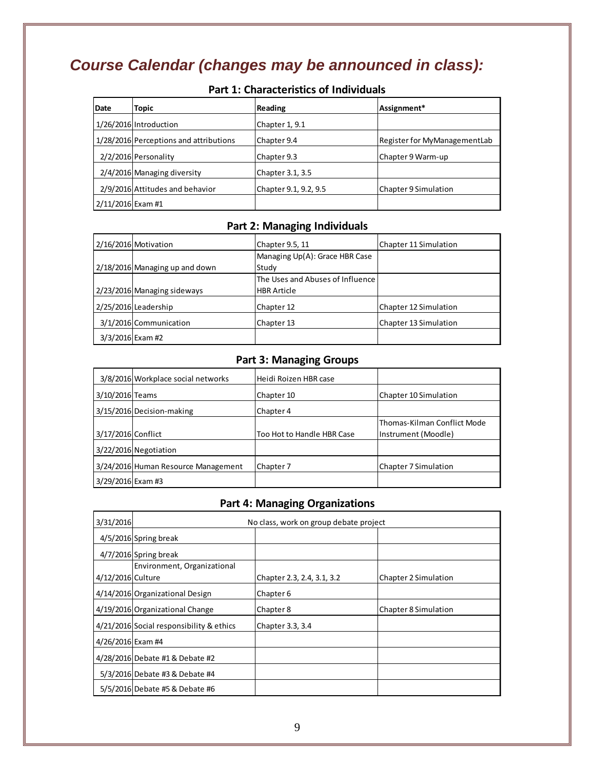## *Course Calendar (changes may be announced in class):*

### Part 1: Characteristics of Individuals

| Date | Topic | Reading | Assignment* |
|---|---|---|---|
| 1/26/2016 | Introduction | Chapter 1, 9.1 | |
| 1/28/2016 | Perceptions and attributions | Chapter 9.4 | Register for MyManagementLab |
| 2/2/2016 | Personality | Chapter 9.3 | Chapter 9 Warm-up |
| 2/4/2016 | Managing diversity | Chapter 3.1, 3.5 | |
| 2/9/2016 | Attitudes and behavior | Chapter 9.1, 9.2, 9.5 | Chapter 9 Simulation |
| 2/11/2016 | Exam #1 | | |

### Part 2: Managing Individuals

| | | | |
|---|---|---|---|
| 2/16/2016 | Motivation | Chapter 9.5, 11 | Chapter 11 Simulation |
| 2/18/2016 | Managing up and down | Managing Up(A): Grace HBR Case Study | |
| 2/23/2016 | Managing sideways | The Uses and Abuses of Influence HBR Article | |
| 2/25/2016 | Leadership | Chapter 12 | Chapter 12 Simulation |
| 3/1/2016 | Communication | Chapter 13 | Chapter 13 Simulation |
| 3/3/2016 | Exam #2 | | |

### Part 3: Managing Groups

| | | | |
|---|---|---|---|
| 3/8/2016 | Workplace social networks | Heidi Roizen HBR case | |
| 3/10/2016 | Teams | Chapter 10 | Chapter 10 Simulation |
| 3/15/2016 | Decision-making | Chapter 4 | |
| 3/17/2016 | Conflict | Too Hot to Handle HBR Case | Thomas-Kilman Conflict Mode Instrument (Moodle) |
| 3/22/2016 | Negotiation | | |
| 3/24/2016 | Human Resource Management | Chapter 7 | Chapter 7 Simulation |
| 3/29/2016 | Exam #3 | | |

### Part 4: Managing Organizations

| | | | |
|---|---|---|---|
| 3/31/2016 | No class, work on group debate project | | |
| 4/5/2016 | Spring break | | |
| 4/7/2016 | Spring break | | |
| 4/12/2016 | Environment, Organizational Culture | Chapter 2.3, 2.4, 3.1, 3.2 | Chapter 2 Simulation |
| 4/14/2016 | Organizational Design | Chapter 6 | |
| 4/19/2016 | Organizational Change | Chapter 8 | Chapter 8 Simulation |
| 4/21/2016 | Social responsibility & ethics | Chapter 3.3, 3.4 | |
| 4/26/2016 | Exam #4 | | |
| 4/28/2016 | Debate #1 & Debate #2 | | |
| 5/3/2016 | Debate #3 & Debate #4 | | |
| 5/5/2016 | Debate #5 & Debate #6 | | |